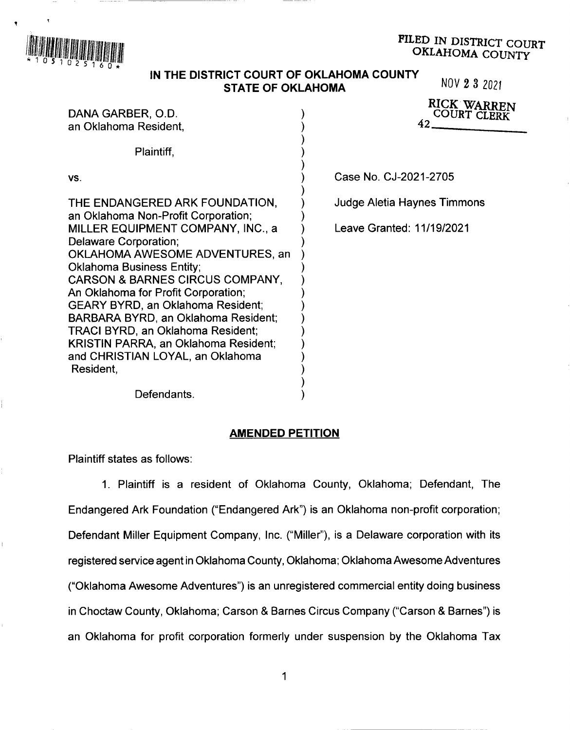FILED IN DISTRICT COURT
OKLAHOMA COUNTY

NOV 23 2021

RICK WARREN
COURT CLERK
42\_\_\_\_\_\_\_\_\_\_

**IN THE DISTRICT COURT OF OKLAHOMA COUNTY**
**STATE OF OKLAHOMA**

DANA GARBER, O.D.
an Oklahoma Resident,

Plaintiff,

vs.

THE ENDANGERED ARK FOUNDATION, an Oklahoma Non-Profit Corporation;
MILLER EQUIPMENT COMPANY, INC., a Delaware Corporation;
OKLAHOMA AWESOME ADVENTURES, an Oklahoma Business Entity;
CARSON & BARNES CIRCUS COMPANY, An Oklahoma for Profit Corporation;
GEARY BYRD, an Oklahoma Resident;
BARBARA BYRD, an Oklahoma Resident;
TRACI BYRD, an Oklahoma Resident;
KRISTIN PARRA, an Oklahoma Resident;
and CHRISTIAN LOYAL, an Oklahoma Resident,

Defendants.

Case No. CJ-2021-2705

Judge Aletia Haynes Timmons

Leave Granted: 11/19/2021

## AMENDED PETITION

Plaintiff states as follows:

1. Plaintiff is a resident of Oklahoma County, Oklahoma; Defendant, The Endangered Ark Foundation ("Endangered Ark") is an Oklahoma non-profit corporation; Defendant Miller Equipment Company, Inc. ("Miller"), is a Delaware corporation with its registered service agent in Oklahoma County, Oklahoma; Oklahoma Awesome Adventures ("Oklahoma Awesome Adventures") is an unregistered commercial entity doing business in Choctaw County, Oklahoma; Carson & Barnes Circus Company ("Carson & Barnes") is an Oklahoma for profit corporation formerly under suspension by the Oklahoma Tax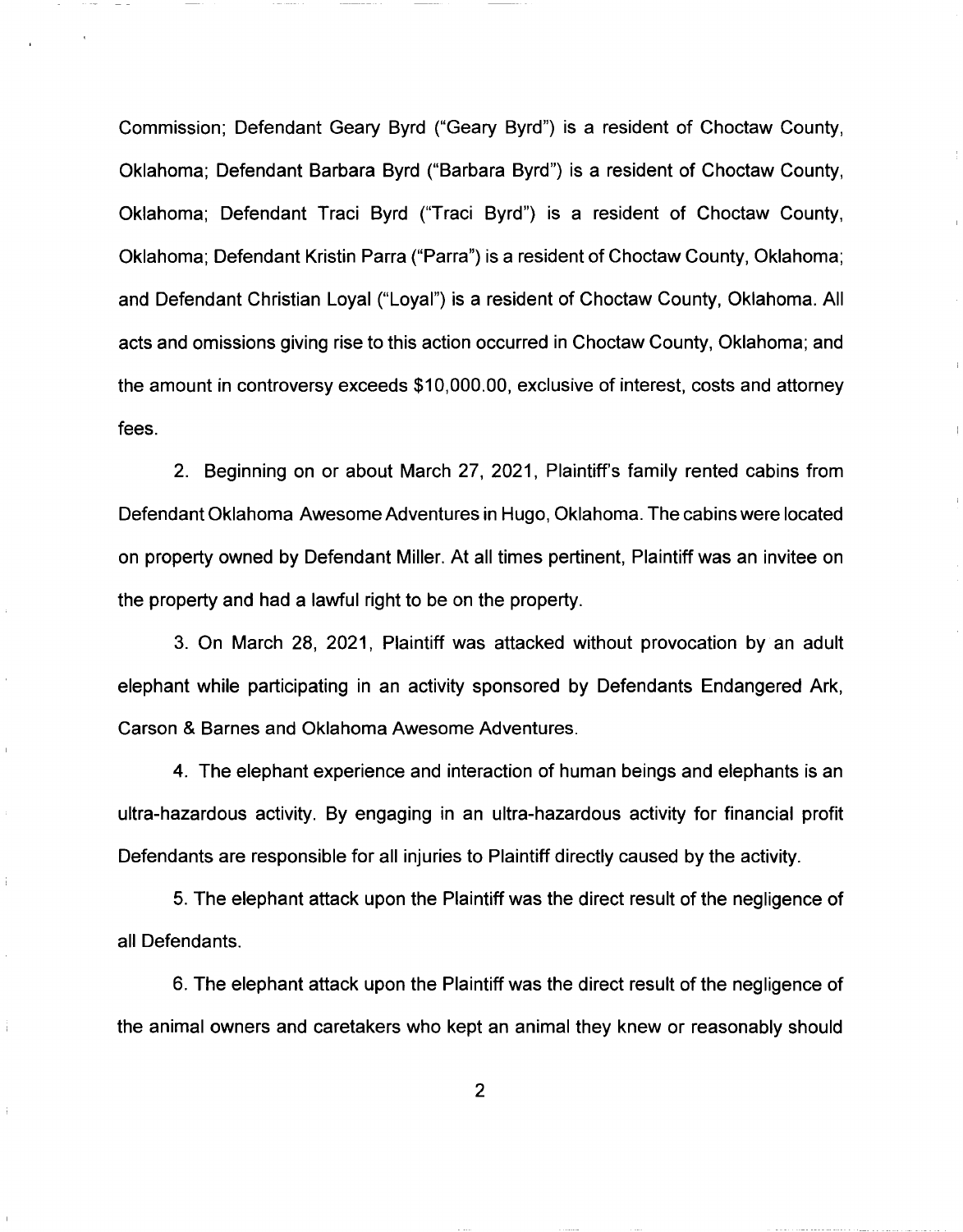Commission; Defendant Geary Byrd ("Geary Byrd") is a resident of Choctaw County, Oklahoma; Defendant Barbara Byrd ("Barbara Byrd") is a resident of Choctaw County, Oklahoma; Defendant Traci Byrd ("Traci Byrd") is a resident of Choctaw County, Oklahoma; Defendant Kristin Parra ("Parra") is a resident of Choctaw County, Oklahoma; and Defendant Christian Loyal ("Loyal") is a resident of Choctaw County, Oklahoma. All acts and omissions giving rise to this action occurred in Choctaw County, Oklahoma; and the amount in controversy exceeds $10,000.00, exclusive of interest, costs and attorney fees.

2. Beginning on or about March 27, 2021, Plaintiff's family rented cabins from Defendant Oklahoma Awesome Adventures in Hugo, Oklahoma. The cabins were located on property owned by Defendant Miller. At all times pertinent, Plaintiff was an invitee on the property and had a lawful right to be on the property.

3. On March 28, 2021, Plaintiff was attacked without provocation by an adult elephant while participating in an activity sponsored by Defendants Endangered Ark, Carson & Barnes and Oklahoma Awesome Adventures.

4. The elephant experience and interaction of human beings and elephants is an ultra-hazardous activity. By engaging in an ultra-hazardous activity for financial profit Defendants are responsible for all injuries to Plaintiff directly caused by the activity.

5. The elephant attack upon the Plaintiff was the direct result of the negligence of all Defendants.

6. The elephant attack upon the Plaintiff was the direct result of the negligence of the animal owners and caretakers who kept an animal they knew or reasonably should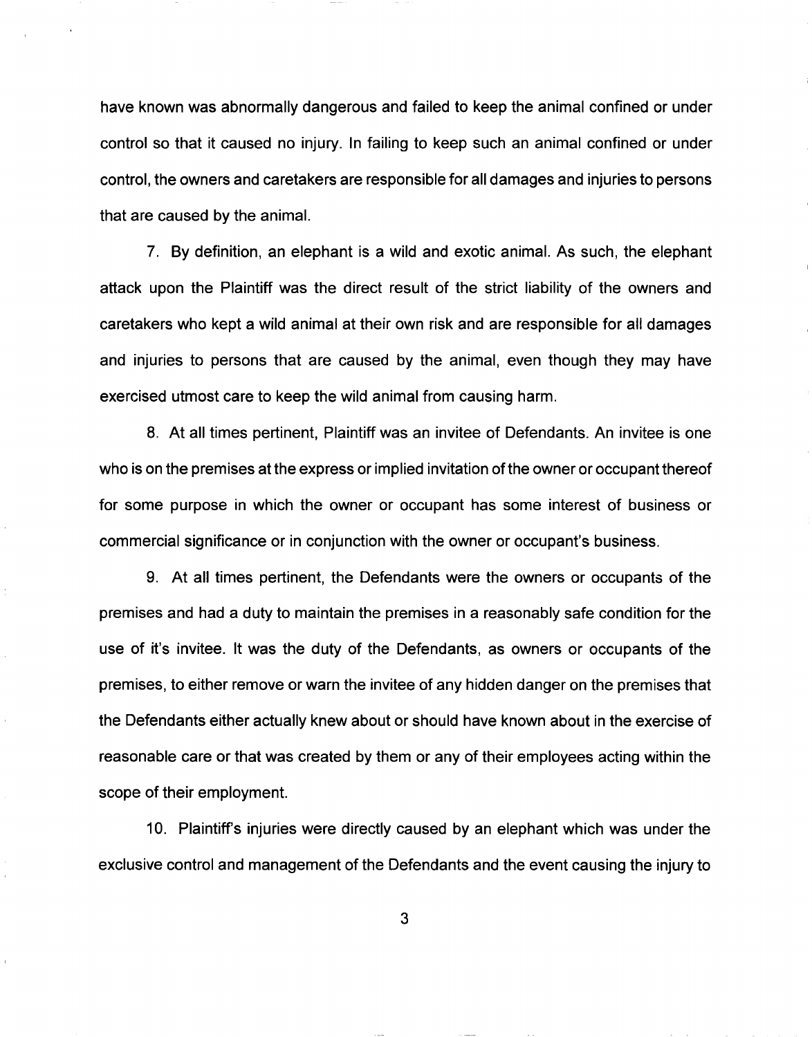have known was abnormally dangerous and failed to keep the animal confined or under control so that it caused no injury. In failing to keep such an animal confined or under control, the owners and caretakers are responsible for all damages and injuries to persons that are caused by the animal.

7. By definition, an elephant is a wild and exotic animal. As such, the elephant attack upon the Plaintiff was the direct result of the strict liability of the owners and caretakers who kept a wild animal at their own risk and are responsible for all damages and injuries to persons that are caused by the animal, even though they may have exercised utmost care to keep the wild animal from causing harm.

8. At all times pertinent, Plaintiff was an invitee of Defendants. An invitee is one who is on the premises at the express or implied invitation of the owner or occupant thereof for some purpose in which the owner or occupant has some interest of business or commercial significance or in conjunction with the owner or occupant's business.

9. At all times pertinent, the Defendants were the owners or occupants of the premises and had a duty to maintain the premises in a reasonably safe condition for the use of it's invitee. It was the duty of the Defendants, as owners or occupants of the premises, to either remove or warn the invitee of any hidden danger on the premises that the Defendants either actually knew about or should have known about in the exercise of reasonable care or that was created by them or any of their employees acting within the scope of their employment.

10. Plaintiff's injuries were directly caused by an elephant which was under the exclusive control and management of the Defendants and the event causing the injury to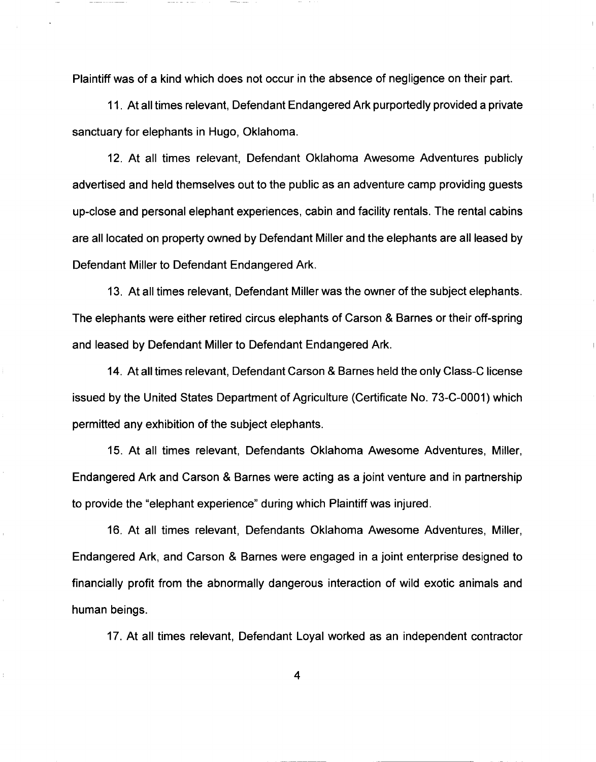Plaintiff was of a kind which does not occur in the absence of negligence on their part.

11. At all times relevant, Defendant Endangered Ark purportedly provided a private sanctuary for elephants in Hugo, Oklahoma.

12. At all times relevant, Defendant Oklahoma Awesome Adventures publicly advertised and held themselves out to the public as an adventure camp providing guests up-close and personal elephant experiences, cabin and facility rentals. The rental cabins are all located on property owned by Defendant Miller and the elephants are all leased by Defendant Miller to Defendant Endangered Ark.

13. At all times relevant, Defendant Miller was the owner of the subject elephants. The elephants were either retired circus elephants of Carson & Barnes or their off-spring and leased by Defendant Miller to Defendant Endangered Ark.

14. At all times relevant, Defendant Carson & Barnes held the only Class-C license issued by the United States Department of Agriculture (Certificate No. 73-C-0001) which permitted any exhibition of the subject elephants.

15. At all times relevant, Defendants Oklahoma Awesome Adventures, Miller, Endangered Ark and Carson & Barnes were acting as a joint venture and in partnership to provide the "elephant experience" during which Plaintiff was injured.

16. At all times relevant, Defendants Oklahoma Awesome Adventures, Miller, Endangered Ark, and Carson & Barnes were engaged in a joint enterprise designed to financially profit from the abnormally dangerous interaction of wild exotic animals and human beings.

17. At all times relevant, Defendant Loyal worked as an independent contractor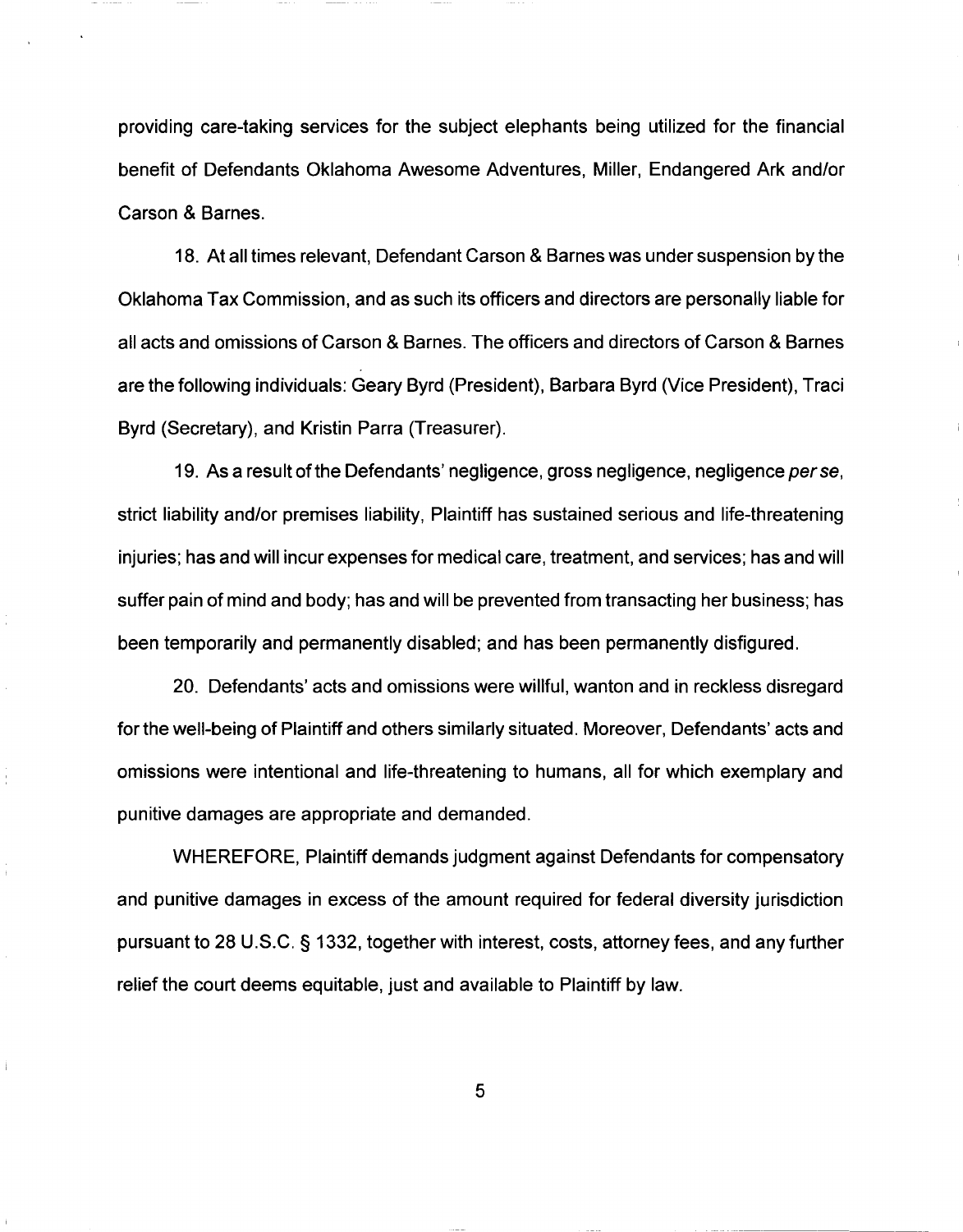providing care-taking services for the subject elephants being utilized for the financial benefit of Defendants Oklahoma Awesome Adventures, Miller, Endangered Ark and/or Carson & Barnes.

18. At all times relevant, Defendant Carson & Barnes was under suspension by the Oklahoma Tax Commission, and as such its officers and directors are personally liable for all acts and omissions of Carson & Barnes. The officers and directors of Carson & Barnes are the following individuals: Geary Byrd (President), Barbara Byrd (Vice President), Traci Byrd (Secretary), and Kristin Parra (Treasurer).

19. As a result of the Defendants' negligence, gross negligence, negligence *per se*, strict liability and/or premises liability, Plaintiff has sustained serious and life-threatening injuries; has and will incur expenses for medical care, treatment, and services; has and will suffer pain of mind and body; has and will be prevented from transacting her business; has been temporarily and permanently disabled; and has been permanently disfigured.

20. Defendants' acts and omissions were willful, wanton and in reckless disregard for the well-being of Plaintiff and others similarly situated. Moreover, Defendants' acts and omissions were intentional and life-threatening to humans, all for which exemplary and punitive damages are appropriate and demanded.

WHEREFORE, Plaintiff demands judgment against Defendants for compensatory and punitive damages in excess of the amount required for federal diversity jurisdiction pursuant to 28 U.S.C. § 1332, together with interest, costs, attorney fees, and any further relief the court deems equitable, just and available to Plaintiff by law.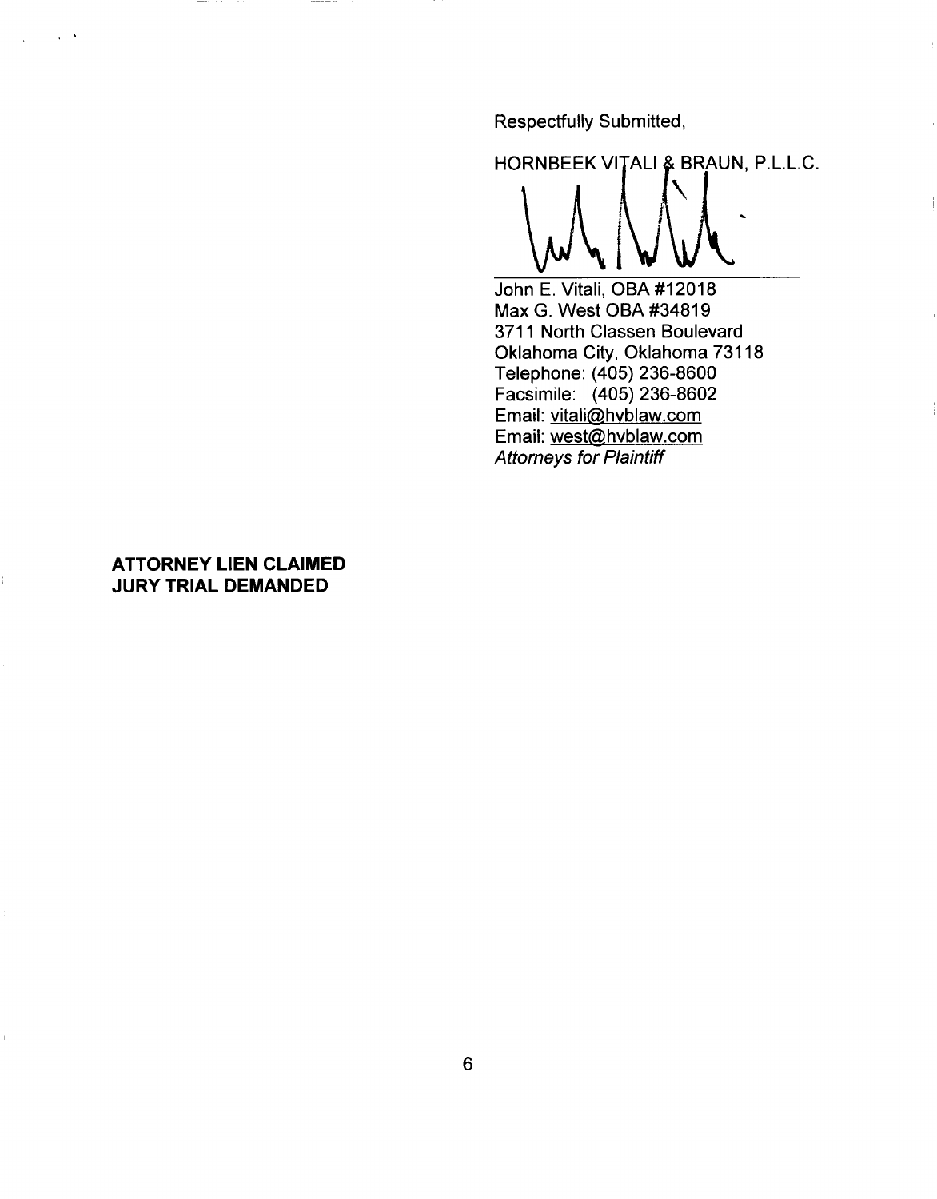Respectfully Submitted,

HORNBEEK VITALI & BRAUN, P.L.L.C.

John E. Vitali, OBA #12018
Max G. West OBA #34819
3711 North Classen Boulevard
Oklahoma City, Oklahoma 73118
Telephone: (405) 236-8600
Facsimile: (405) 236-8602
Email: vitali@hvblaw.com
Email: west@hvblaw.com
*Attorneys for Plaintiff*

**ATTORNEY LIEN CLAIMED**
**JURY TRIAL DEMANDED**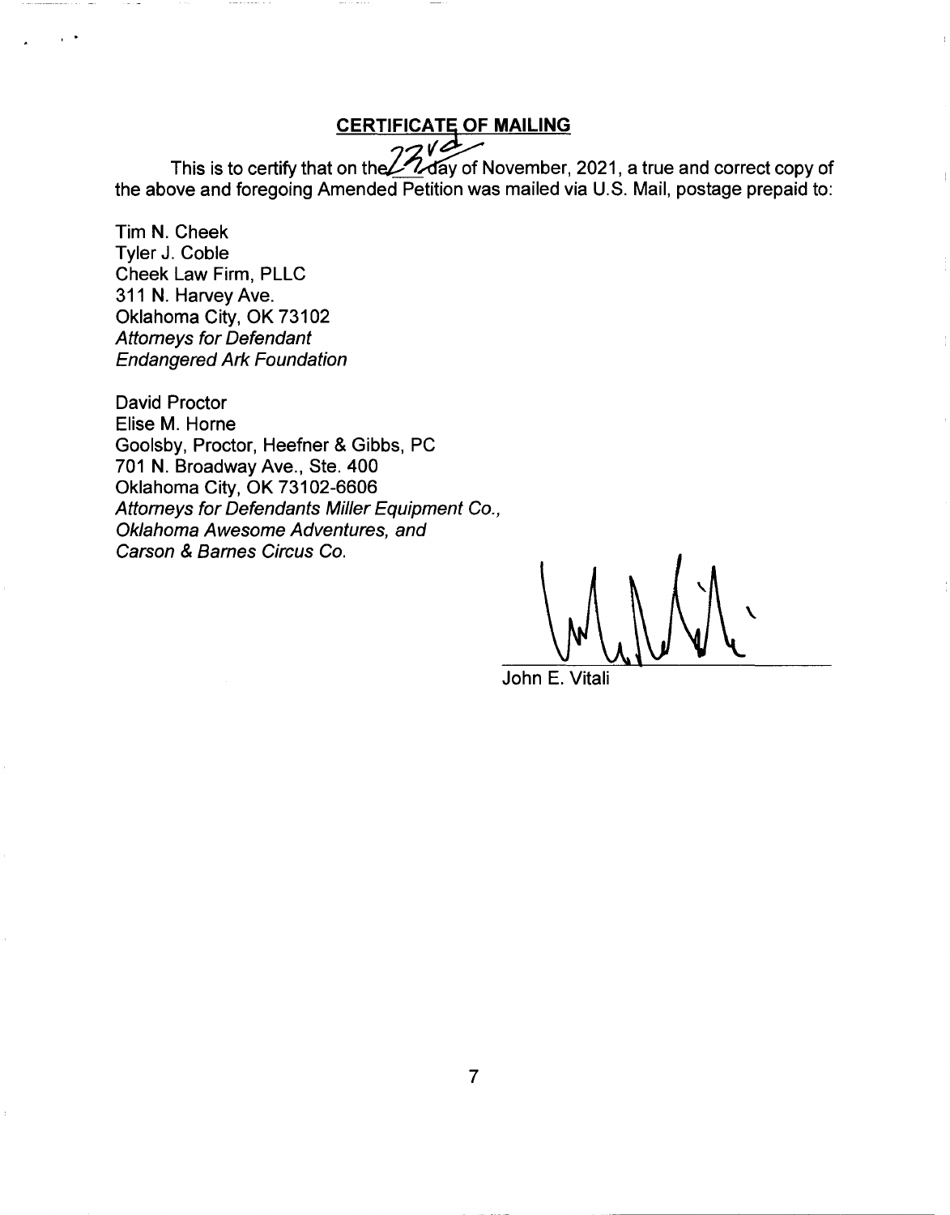## CERTIFICATE OF MAILING

This is to certify that on the 23rd day of November, 2021, a true and correct copy of the above and foregoing Amended Petition was mailed via U.S. Mail, postage prepaid to:

Tim N. Cheek
Tyler J. Coble
Cheek Law Firm, PLLC
311 N. Harvey Ave.
Oklahoma City, OK 73102
*Attorneys for Defendant*
*Endangered Ark Foundation*

David Proctor
Elise M. Horne
Goolsby, Proctor, Heefner & Gibbs, PC
701 N. Broadway Ave., Ste. 400
Oklahoma City, OK 73102-6606
*Attorneys for Defendants Miller Equipment Co.,*
*Oklahoma Awesome Adventures, and*
*Carson & Barnes Circus Co.*

John E. Vitali